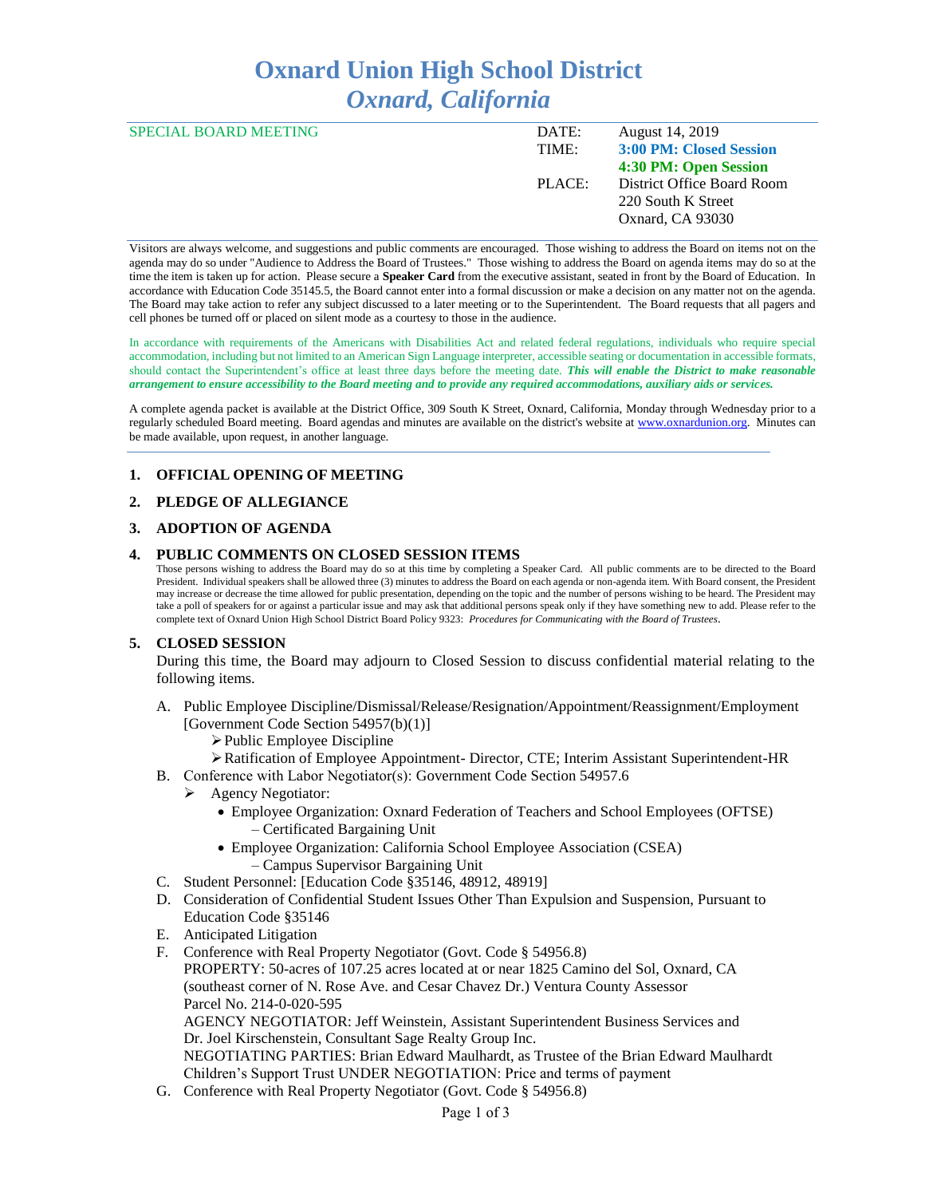# Oxnard Union High School District
## *Oxnard, California*

SPECIAL BOARD MEETING

| | |
|---|---|
| DATE: | August 14, 2019 |
| TIME: | **3:00 PM: Closed Session** |
| | **4:30 PM: Open Session** |
| PLACE: | District Office Board Room |
| | 220 South K Street |
| | Oxnard, CA 93030 |

Visitors are always welcome, and suggestions and public comments are encouraged. Those wishing to address the Board on items not on the agenda may do so under "Audience to Address the Board of Trustees." Those wishing to address the Board on agenda items may do so at the time the item is taken up for action. Please secure a **Speaker Card** from the executive assistant, seated in front by the Board of Education. In accordance with Education Code 35145.5, the Board cannot enter into a formal discussion or make a decision on any matter not on the agenda. The Board may take action to refer any subject discussed to a later meeting or to the Superintendent. The Board requests that all pagers and cell phones be turned off or placed on silent mode as a courtesy to those in the audience.

In accordance with requirements of the Americans with Disabilities Act and related federal regulations, individuals who require special accommodation, including but not limited to an American Sign Language interpreter, accessible seating or documentation in accessible formats, should contact the Superintendent's office at least three days before the meeting date. ***This will enable the District to make reasonable arrangement to ensure accessibility to the Board meeting and to provide any required accommodations, auxiliary aids or services.***

A complete agenda packet is available at the District Office, 309 South K Street, Oxnard, California, Monday through Wednesday prior to a regularly scheduled Board meeting. Board agendas and minutes are available on the district's website at www.oxnardunion.org. Minutes can be made available, upon request, in another language.

### 1. OFFICIAL OPENING OF MEETING

### 2. PLEDGE OF ALLEGIANCE

### 3. ADOPTION OF AGENDA

### 4. PUBLIC COMMENTS ON CLOSED SESSION ITEMS

Those persons wishing to address the Board may do so at this time by completing a Speaker Card. All public comments are to be directed to the Board President. Individual speakers shall be allowed three (3) minutes to address the Board on each agenda or non-agenda item. With Board consent, the President may increase or decrease the time allowed for public presentation, depending on the topic and the number of persons wishing to be heard. The President may take a poll of speakers for or against a particular issue and may ask that additional persons speak only if they have something new to add. Please refer to the complete text of Oxnard Union High School District Board Policy 9323: *Procedures for Communicating with the Board of Trustees*.

### 5. CLOSED SESSION

During this time, the Board may adjourn to Closed Session to discuss confidential material relating to the following items.

A. Public Employee Discipline/Dismissal/Release/Resignation/Appointment/Reassignment/Employment [Government Code Section 54957(b)(1)]
   - Public Employee Discipline
   - Ratification of Employee Appointment- Director, CTE; Interim Assistant Superintendent-HR

B. Conference with Labor Negotiator(s): Government Code Section 54957.6
   - Agency Negotiator:
     - Employee Organization: Oxnard Federation of Teachers and School Employees (OFTSE) – Certificated Bargaining Unit
     - Employee Organization: California School Employee Association (CSEA) – Campus Supervisor Bargaining Unit

C. Student Personnel: [Education Code §35146, 48912, 48919]

D. Consideration of Confidential Student Issues Other Than Expulsion and Suspension, Pursuant to Education Code §35146

E. Anticipated Litigation

F. Conference with Real Property Negotiator (Govt. Code § 54956.8)
   PROPERTY: 50-acres of 107.25 acres located at or near 1825 Camino del Sol, Oxnard, CA (southeast corner of N. Rose Ave. and Cesar Chavez Dr.) Ventura County Assessor Parcel No. 214-0-020-595
   AGENCY NEGOTIATOR: Jeff Weinstein, Assistant Superintendent Business Services and Dr. Joel Kirschenstein, Consultant Sage Realty Group Inc.
   NEGOTIATING PARTIES: Brian Edward Maulhardt, as Trustee of the Brian Edward Maulhardt Children's Support Trust UNDER NEGOTIATION: Price and terms of payment

G. Conference with Real Property Negotiator (Govt. Code § 54956.8)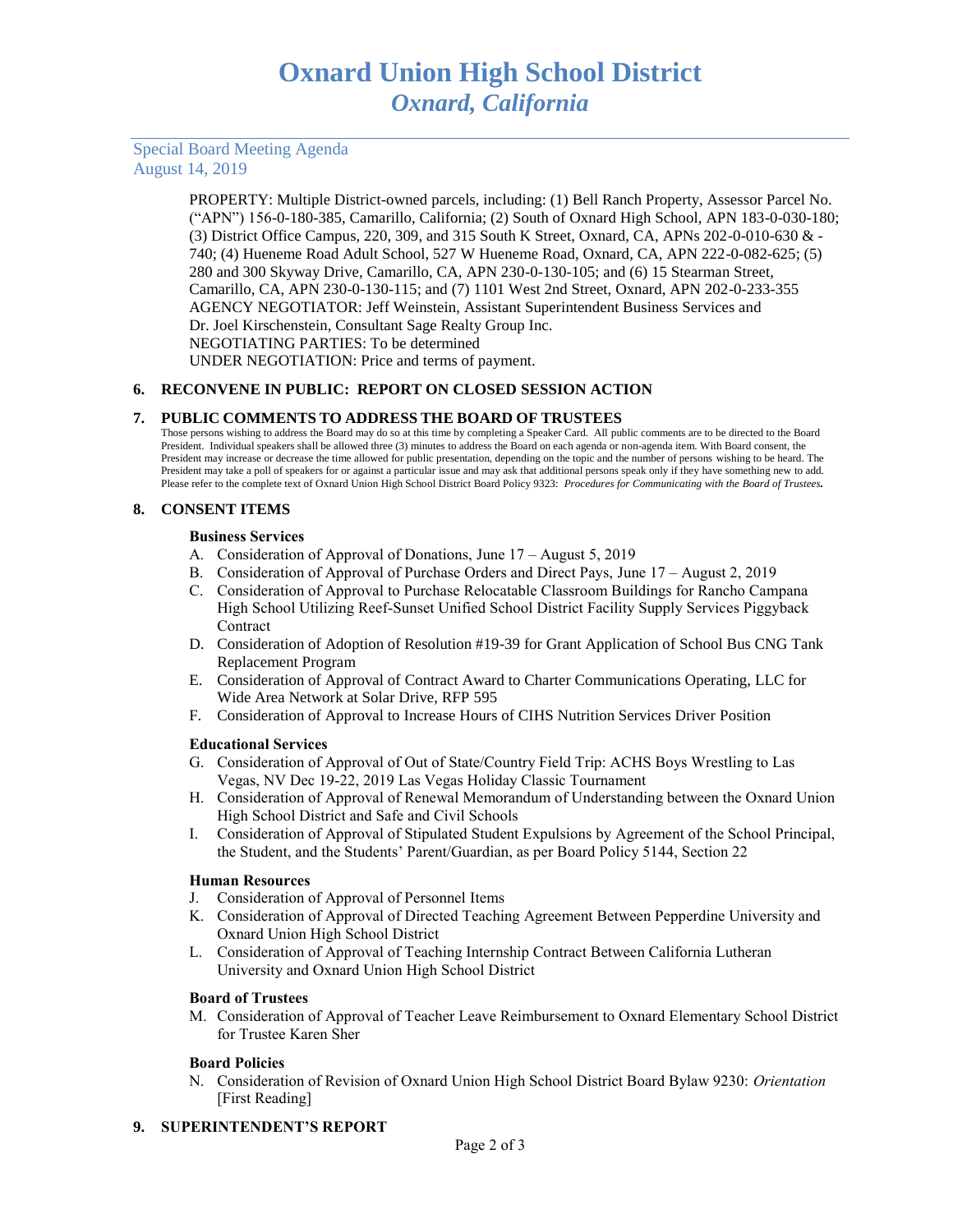PROPERTY: Multiple District-owned parcels, including: (1) Bell Ranch Property, Assessor Parcel No. ("APN") 156-0-180-385, Camarillo, California; (2) South of Oxnard High School, APN 183-0-030-180; (3) District Office Campus, 220, 309, and 315 South K Street, Oxnard, CA, APNs 202-0-010-630 & -740; (4) Hueneme Road Adult School, 527 W Hueneme Road, Oxnard, CA, APN 222-0-082-625; (5) 280 and 300 Skyway Drive, Camarillo, CA, APN 230-0-130-105; and (6) 15 Stearman Street, Camarillo, CA, APN 230-0-130-115; and (7) 1101 West 2nd Street, Oxnard, APN 202-0-233-355
AGENCY NEGOTIATOR: Jeff Weinstein, Assistant Superintendent Business Services and Dr. Joel Kirschenstein, Consultant Sage Realty Group Inc.
NEGOTIATING PARTIES: To be determined
UNDER NEGOTIATION: Price and terms of payment.

## 6. RECONVENE IN PUBLIC: REPORT ON CLOSED SESSION ACTION

## 7. PUBLIC COMMENTS TO ADDRESS THE BOARD OF TRUSTEES

Those persons wishing to address the Board may do so at this time by completing a Speaker Card. All public comments are to be directed to the Board President. Individual speakers shall be allowed three (3) minutes to address the Board on each agenda or non-agenda item. With Board consent, the President may increase or decrease the time allowed for public presentation, depending on the topic and the number of persons wishing to be heard. The President may take a poll of speakers for or against a particular issue and may ask that additional persons speak only if they have something new to add. Please refer to the complete text of Oxnard Union High School District Board Policy 9323: *Procedures for Communicating with the Board of Trustees.*

## 8. CONSENT ITEMS

### Business Services

A. Consideration of Approval of Donations, June 17 – August 5, 2019
B. Consideration of Approval of Purchase Orders and Direct Pays, June 17 – August 2, 2019
C. Consideration of Approval to Purchase Relocatable Classroom Buildings for Rancho Campana High School Utilizing Reef-Sunset Unified School District Facility Supply Services Piggyback Contract
D. Consideration of Adoption of Resolution #19-39 for Grant Application of School Bus CNG Tank Replacement Program
E. Consideration of Approval of Contract Award to Charter Communications Operating, LLC for Wide Area Network at Solar Drive, RFP 595
F. Consideration of Approval to Increase Hours of CIHS Nutrition Services Driver Position

### Educational Services

G. Consideration of Approval of Out of State/Country Field Trip: ACHS Boys Wrestling to Las Vegas, NV Dec 19-22, 2019 Las Vegas Holiday Classic Tournament
H. Consideration of Approval of Renewal Memorandum of Understanding between the Oxnard Union High School District and Safe and Civil Schools
I. Consideration of Approval of Stipulated Student Expulsions by Agreement of the School Principal, the Student, and the Students' Parent/Guardian, as per Board Policy 5144, Section 22

### Human Resources

J. Consideration of Approval of Personnel Items
K. Consideration of Approval of Directed Teaching Agreement Between Pepperdine University and Oxnard Union High School District
L. Consideration of Approval of Teaching Internship Contract Between California Lutheran University and Oxnard Union High School District

### Board of Trustees

M. Consideration of Approval of Teacher Leave Reimbursement to Oxnard Elementary School District for Trustee Karen Sher

### Board Policies

N. Consideration of Revision of Oxnard Union High School District Board Bylaw 9230: *Orientation* [First Reading]

## 9. SUPERINTENDENT'S REPORT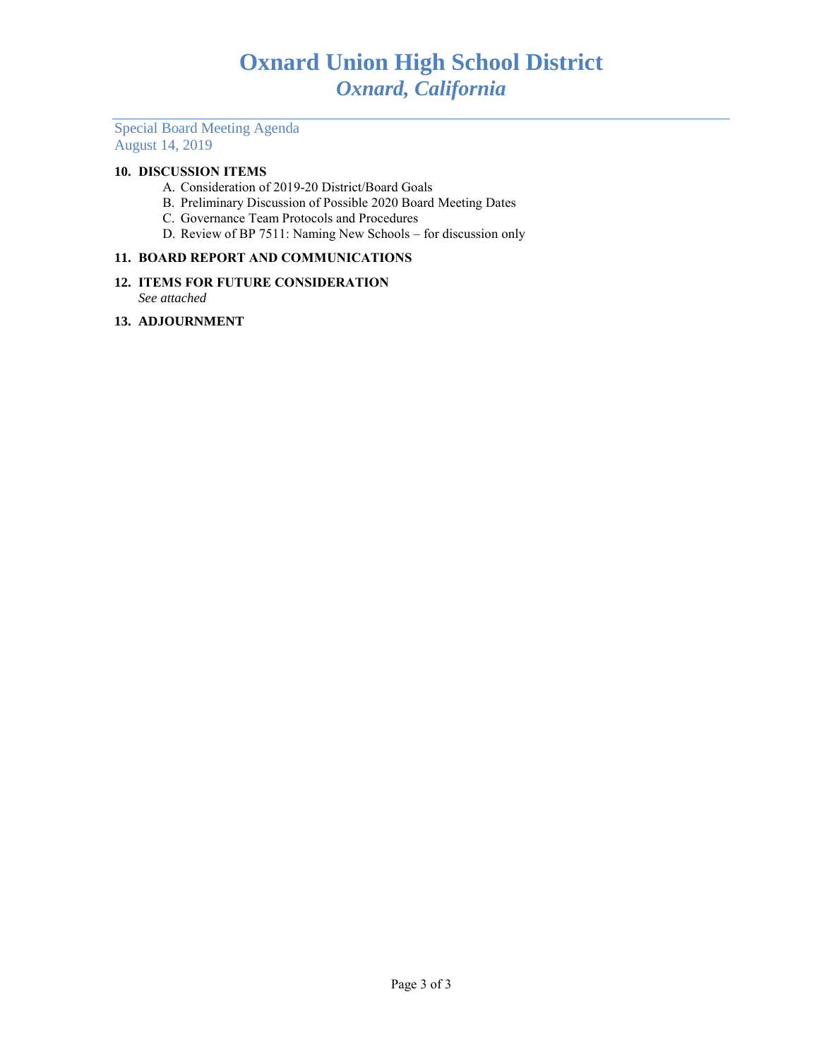# Oxnard Union High School District
## *Oxnard, California*

Special Board Meeting Agenda
August 14, 2019

**10. DISCUSSION ITEMS**

A. Consideration of 2019-20 District/Board Goals
B. Preliminary Discussion of Possible 2020 Board Meeting Dates
C. Governance Team Protocols and Procedures
D. Review of BP 7511: Naming New Schools – for discussion only

**11. BOARD REPORT AND COMMUNICATIONS**

**12. ITEMS FOR FUTURE CONSIDERATION**
*See attached*

**13. ADJOURNMENT**